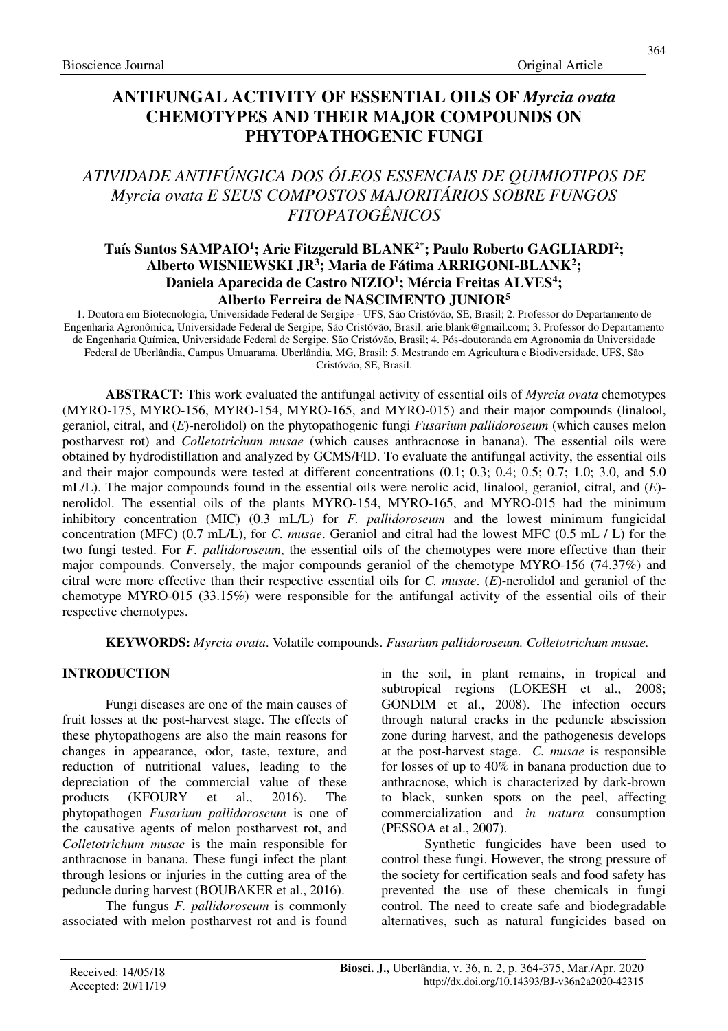# ANTIFUNGAL ACTIVITY OF ESSENTIAL OILS OF *Myrcia ovata* CHEMOTYPES AND THEIR MAJOR COMPOUNDS ON PHYTOPATHOGENIC FUNGI

## *ATIVIDADE ANTIFÚNGICA DOS ÓLEOS ESSENCIAIS DE QUIMIOTIPOS DE Myrcia ovata E SEUS COMPOSTOS MAJORITÁRIOS SOBRE FUNGOS FITOPATOGÊNICOS*

**Taís Santos SAMPAIO[1]; Arie Fitzgerald BLANK[2*]; Paulo Roberto GAGLIARDI[2]; Alberto WISNIEWSKI JR[3]; Maria de Fátima ARRIGONI-BLANK[2]; Daniela Aparecida de Castro NIZIO[1]; Mércia Freitas ALVES[4]; Alberto Ferreira de NASCIMENTO JUNIOR[5]**

1. Doutora em Biotecnologia, Universidade Federal de Sergipe - UFS, São Cristóvão, SE, Brasil; 2. Professor do Departamento de Engenharia Agronômica, Universidade Federal de Sergipe, São Cristóvão, Brasil. arie.blank@gmail.com; 3. Professor do Departamento de Engenharia Química, Universidade Federal de Sergipe, São Cristóvão, Brasil; 4. Pós-doutoranda em Agronomia da Universidade Federal de Uberlândia, Campus Umuarama, Uberlândia, MG, Brasil; 5. Mestrando em Agricultura e Biodiversidade, UFS, São Cristóvão, SE, Brasil.

**ABSTRACT:** This work evaluated the antifungal activity of essential oils of *Myrcia ovata* chemotypes (MYRO-175, MYRO-156, MYRO-154, MYRO-165, and MYRO-015) and their major compounds (linalool, geraniol, citral, and (*E*)-nerolidol) on the phytopathogenic fungi *Fusarium pallidoroseum* (which causes melon postharvest rot) and *Colletotrichum musae* (which causes anthracnose in banana). The essential oils were obtained by hydrodistillation and analyzed by GCMS/FID. To evaluate the antifungal activity, the essential oils and their major compounds were tested at different concentrations (0.1; 0.3; 0.4; 0.5; 0.7; 1.0; 3.0, and 5.0 mL/L). The major compounds found in the essential oils were nerolic acid, linalool, geraniol, citral, and (*E*)-nerolidol. The essential oils of the plants MYRO-154, MYRO-165, and MYRO-015 had the minimum inhibitory concentration (MIC) (0.3 mL/L) for *F. pallidoroseum* and the lowest minimum fungicidal concentration (MFC) (0.7 mL/L), for *C. musae*. Geraniol and citral had the lowest MFC (0.5 mL / L) for the two fungi tested. For *F. pallidoroseum*, the essential oils of the chemotypes were more effective than their major compounds. Conversely, the major compounds geraniol of the chemotype MYRO-156 (74.37%) and citral were more effective than their respective essential oils for *C. musae*. (*E*)-nerolidol and geraniol of the chemotype MYRO-015 (33.15%) were responsible for the antifungal activity of the essential oils of their respective chemotypes.

**KEYWORDS:** *Myrcia ovata*. Volatile compounds. *Fusarium pallidoroseum. Colletotrichum musae.*

## INTRODUCTION

Fungi diseases are one of the main causes of fruit losses at the post-harvest stage. The effects of these phytopathogens are also the main reasons for changes in appearance, odor, taste, texture, and reduction of nutritional values, leading to the depreciation of the commercial value of these products (KFOURY et al., 2016). The phytopathogen *Fusarium pallidoroseum* is one of the causative agents of melon postharvest rot, and *Colletotrichum musae* is the main responsible for anthracnose in banana. These fungi infect the plant through lesions or injuries in the cutting area of the peduncle during harvest (BOUBAKER et al., 2016).

The fungus *F. pallidoroseum* is commonly associated with melon postharvest rot and is found in the soil, in plant remains, in tropical and subtropical regions (LOKESH et al., 2008; GONDIM et al., 2008). The infection occurs through natural cracks in the peduncle abscission zone during harvest, and the pathogenesis develops at the post-harvest stage. *C. musae* is responsible for losses of up to 40% in banana production due to anthracnose, which is characterized by dark-brown to black, sunken spots on the peel, affecting commercialization and *in natura* consumption (PESSOA et al., 2007).

Synthetic fungicides have been used to control these fungi. However, the strong pressure of the society for certification seals and food safety has prevented the use of these chemicals in fungi control. The need to create safe and biodegradable alternatives, such as natural fungicides based on

Received: 14/05/18
Accepted: 20/11/19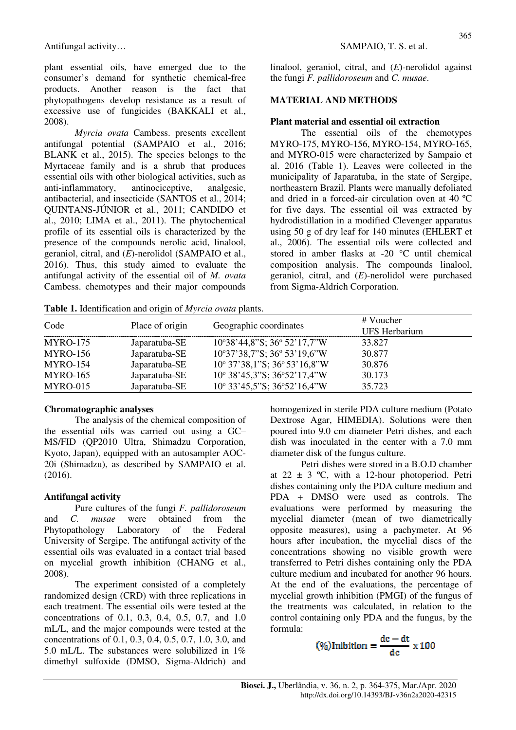plant essential oils, have emerged due to the consumer's demand for synthetic chemical-free products. Another reason is the fact that phytopathogens develop resistance as a result of excessive use of fungicides (BAKKALI et al., 2008).

*Myrcia ovata* Cambess. presents excellent antifungal potential (SAMPAIO et al., 2016; BLANK et al., 2015). The species belongs to the Myrtaceae family and is a shrub that produces essential oils with other biological activities, such as anti-inflammatory, antinociceptive, analgesic, antibacterial, and insecticide (SANTOS et al., 2014; QUINTANS-JÚNIOR et al., 2011; CANDIDO et al., 2010; LIMA et al., 2011). The phytochemical profile of its essential oils is characterized by the presence of the compounds nerolic acid, linalool, geraniol, citral, and (*E*)-nerolidol (SAMPAIO et al., 2016). Thus, this study aimed to evaluate the antifungal activity of the essential oil of *M. ovata* Cambess. chemotypes and their major compounds linalool, geraniol, citral, and (*E*)-nerolidol against the fungi *F. pallidoroseum* and *C. musae*.

## MATERIAL AND METHODS

### Plant material and essential oil extraction

The essential oils of the chemotypes MYRO-175, MYRO-156, MYRO-154, MYRO-165, and MYRO-015 were characterized by Sampaio et al. 2016 (Table 1). Leaves were collected in the municipality of Japaratuba, in the state of Sergipe, northeastern Brazil. Plants were manually defoliated and dried in a forced-air circulation oven at 40 ºC for five days. The essential oil was extracted by hydrodistillation in a modified Clevenger apparatus using 50 g of dry leaf for 140 minutes (EHLERT et al., 2006). The essential oils were collected and stored in amber flasks at -20 °C until chemical composition analysis. The compounds linalool, geraniol, citral, and (*E*)-nerolidol were purchased from Sigma-Aldrich Corporation.

**Table 1.** Identification and origin of *Myrcia ovata* plants.

| Code | Place of origin | Geographic coordinates | # Voucher UFS Herbarium |
|---|---|---|---|
| MYRO-175 | Japaratuba-SE | 10º38'44,8"S; 36º 52'17,7"W | 33.827 |
| MYRO-156 | Japaratuba-SE | 10º37'38,7"S; 36º 53'19,6"W | 30.877 |
| MYRO-154 | Japaratuba-SE | 10º 37'38,1"S; 36º 53'16,8"W | 30.876 |
| MYRO-165 | Japaratuba-SE | 10º 38'45,3"S; 36º52'17,4"W | 30.173 |
| MYRO-015 | Japaratuba-SE | 10º 33'45,5"S; 36º52'16,4"W | 35.723 |

### Chromatographic analyses

The analysis of the chemical composition of the essential oils was carried out using a GC–MS/FID (QP2010 Ultra, Shimadzu Corporation, Kyoto, Japan), equipped with an autosampler AOC-20i (Shimadzu), as described by SAMPAIO et al. (2016).

### Antifungal activity

Pure cultures of the fungi *F. pallidoroseum* and *C. musae* were obtained from the Phytopathology Laboratory of the Federal University of Sergipe. The antifungal activity of the essential oils was evaluated in a contact trial based on mycelial growth inhibition (CHANG et al., 2008).

The experiment consisted of a completely randomized design (CRD) with three replications in each treatment. The essential oils were tested at the concentrations of 0.1, 0.3, 0.4, 0.5, 0.7, and 1.0 mL/L, and the major compounds were tested at the concentrations of 0.1, 0.3, 0.4, 0.5, 0.7, 1.0, 3.0, and 5.0 mL/L. The substances were solubilized in 1% dimethyl sulfoxide (DMSO, Sigma-Aldrich) and homogenized in sterile PDA culture medium (Potato Dextrose Agar, HIMEDIA). Solutions were then poured into 9.0 cm diameter Petri dishes, and each dish was inoculated in the center with a 7.0 mm diameter disk of the fungus culture.

Petri dishes were stored in a B.O.D chamber at 22 ± 3 ºC, with a 12-hour photoperiod. Petri dishes containing only the PDA culture medium and PDA + DMSO were used as controls. The evaluations were performed by measuring the mycelial diameter (mean of two diametrically opposite measures), using a pachymeter. At 96 hours after incubation, the mycelial discs of the concentrations showing no visible growth were transferred to Petri dishes containing only the PDA culture medium and incubated for another 96 hours. At the end of the evaluations, the percentage of mycelial growth inhibition (PMGI) of the fungus of the treatments was calculated, in relation to the control containing only PDA and the fungus, by the formula:

$$(\%)\text{Inibition} = \frac{dc - dt}{dc} \times 100$$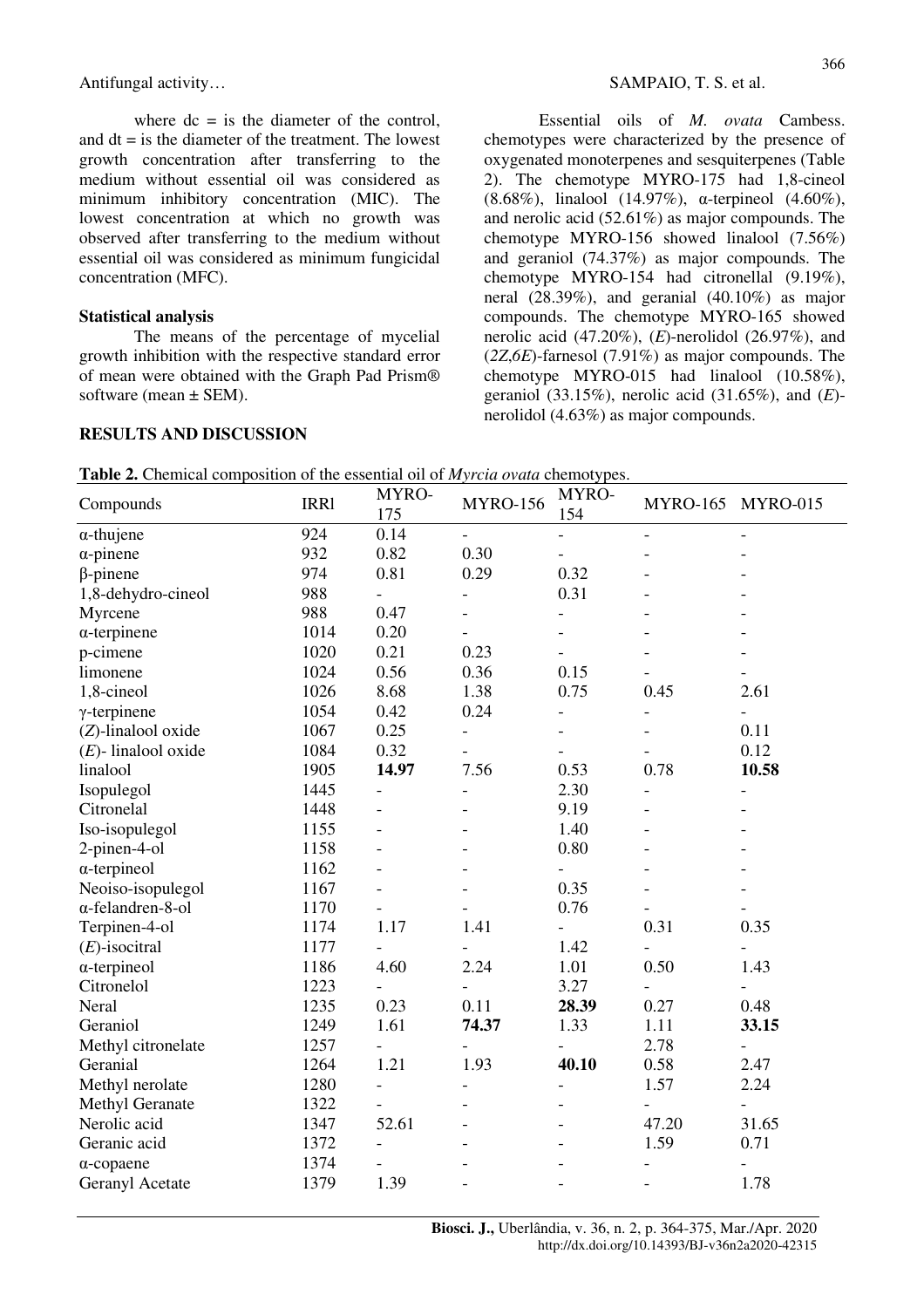where dc = is the diameter of the control, and dt = is the diameter of the treatment. The lowest growth concentration after transferring to the medium without essential oil was considered as minimum inhibitory concentration (MIC). The lowest concentration at which no growth was observed after transferring to the medium without essential oil was considered as minimum fungicidal concentration (MFC).

**Statistical analysis**

The means of the percentage of mycelial growth inhibition with the respective standard error of mean were obtained with the Graph Pad Prism® software (mean ± SEM).

**RESULTS AND DISCUSSION**

Essential oils of *M. ovata* Cambess. chemotypes were characterized by the presence of oxygenated monoterpenes and sesquiterpenes (Table 2). The chemotype MYRO-175 had 1,8-cineol (8.68%), linalool (14.97%), α-terpineol (4.60%), and nerolic acid (52.61%) as major compounds. The chemotype MYRO-156 showed linalool (7.56%) and geraniol (74.37%) as major compounds. The chemotype MYRO-154 had citronellal (9.19%), neral (28.39%), and geranial (40.10%) as major compounds. The chemotype MYRO-165 showed nerolic acid (47.20%), (*E*)-nerolidol (26.97%), and (*2Z,6E*)-farnesol (7.91%) as major compounds. The chemotype MYRO-015 had linalool (10.58%), geraniol (33.15%), nerolic acid (31.65%), and (*E*)-nerolidol (4.63%) as major compounds.

**Table 2.** Chemical composition of the essential oil of *Myrcia ovata* chemotypes.

| Compounds | IRRl | MYRO-175 | MYRO-156 | MYRO-154 | MYRO-165 | MYRO-015 |
|---|---|---|---|---|---|---|
| α-thujene | 924 | 0.14 | - | - | - | - |
| α-pinene | 932 | 0.82 | 0.30 | - | - | - |
| β-pinene | 974 | 0.81 | 0.29 | 0.32 | - | - |
| 1,8-dehydro-cineol | 988 | - | - | 0.31 | - | - |
| Myrcene | 988 | 0.47 | - | - | - | - |
| α-terpinene | 1014 | 0.20 | - | - | - | - |
| p-cimene | 1020 | 0.21 | 0.23 | - | - | - |
| limonene | 1024 | 0.56 | 0.36 | 0.15 | - | - |
| 1,8-cineol | 1026 | 8.68 | 1.38 | 0.75 | 0.45 | 2.61 |
| γ-terpinene | 1054 | 0.42 | 0.24 | - | - | - |
| (*Z*)-linalool oxide | 1067 | 0.25 | - | - | - | 0.11 |
| (*E*)- linalool oxide | 1084 | 0.32 | - | - | - | 0.12 |
| linalool | 1905 | **14.97** | 7.56 | 0.53 | 0.78 | **10.58** |
| Isopulegol | 1445 | - | - | 2.30 | - | - |
| Citronelal | 1448 | - | - | 9.19 | - | - |
| Iso-isopulegol | 1155 | - | - | 1.40 | - | - |
| 2-pinen-4-ol | 1158 | - | - | 0.80 | - | - |
| α-terpineol | 1162 | - | - | - | - | - |
| Neoiso-isopulegol | 1167 | - | - | 0.35 | - | - |
| α-felandren-8-ol | 1170 | - | - | 0.76 | - | - |
| Terpinen-4-ol | 1174 | 1.17 | 1.41 | - | 0.31 | 0.35 |
| (*E*)-isocitral | 1177 | - | - | 1.42 | - | - |
| α-terpineol | 1186 | 4.60 | 2.24 | 1.01 | 0.50 | 1.43 |
| Citronelol | 1223 | - | - | 3.27 | - | - |
| Neral | 1235 | 0.23 | 0.11 | **28.39** | 0.27 | 0.48 |
| Geraniol | 1249 | 1.61 | **74.37** | 1.33 | 1.11 | **33.15** |
| Methyl citronelate | 1257 | - | - | - | 2.78 | - |
| Geranial | 1264 | 1.21 | 1.93 | **40.10** | 0.58 | 2.47 |
| Methyl nerolate | 1280 | - | - | - | 1.57 | 2.24 |
| Methyl Geranate | 1322 | - | - | - | - | - |
| Nerolic acid | 1347 | 52.61 | - | - | 47.20 | 31.65 |
| Geranic acid | 1372 | - | - | - | 1.59 | 0.71 |
| α-copaene | 1374 | - | - | - | - | - |
| Geranyl Acetate | 1379 | 1.39 | - | - | - | 1.78 |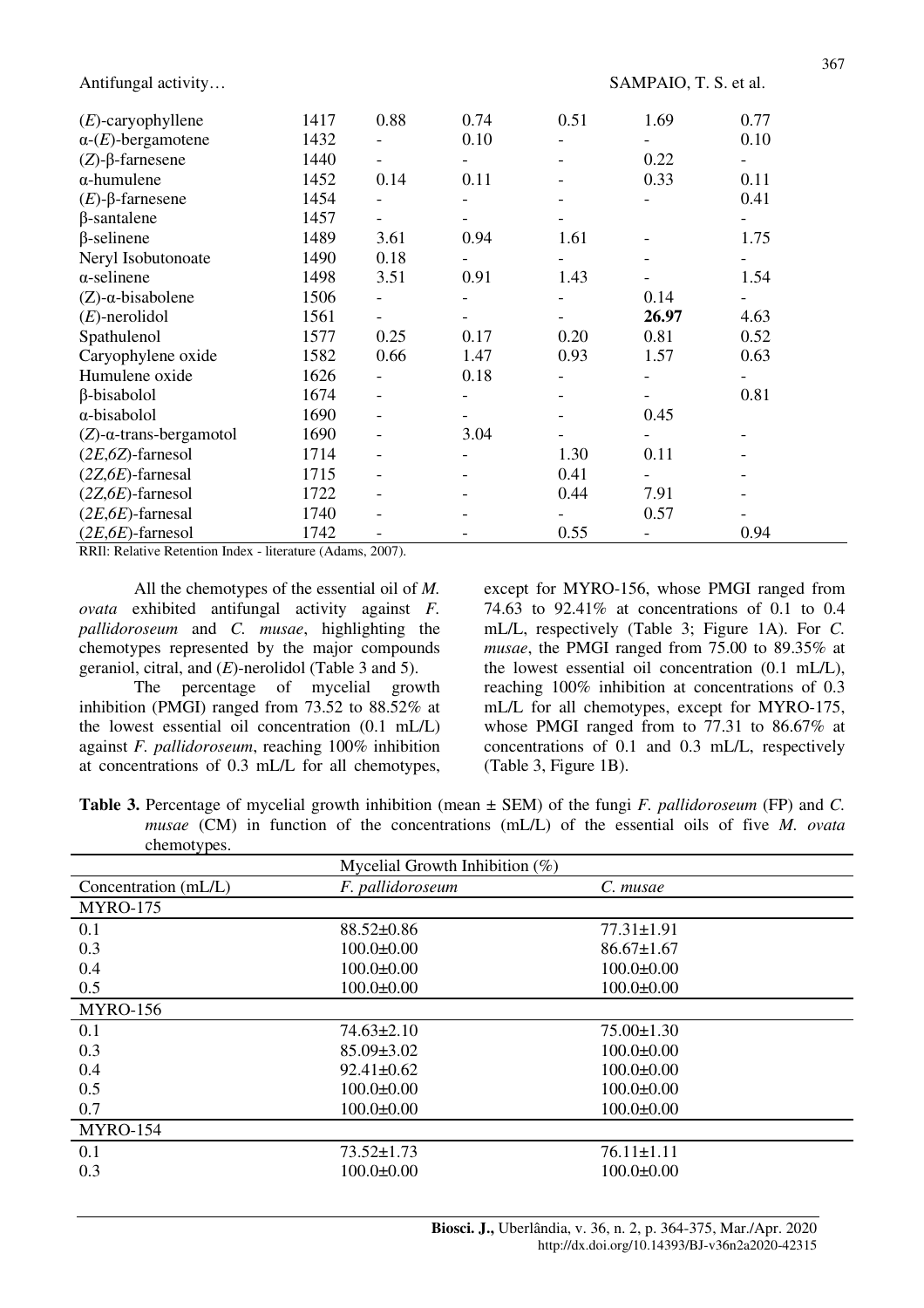| | | | | | | |
|---|---|---|---|---|---|---|
| (*E*)-caryophyllene | 1417 | 0.88 | 0.74 | 0.51 | 1.69 | 0.77 |
| α-(*E*)-bergamotene | 1432 | - | 0.10 | - | - | 0.10 |
| (*Z*)-β-farnesene | 1440 | - | - | - | 0.22 | - |
| α-humulene | 1452 | 0.14 | 0.11 | - | 0.33 | 0.11 |
| (*E*)-β-farnesene | 1454 | - | - | - | - | 0.41 |
| β-santalene | 1457 | - | - | - | | - |
| β-selinene | 1489 | 3.61 | 0.94 | 1.61 | - | 1.75 |
| Neryl Isobutonoate | 1490 | 0.18 | - | - | - | - |
| α-selinene | 1498 | 3.51 | 0.91 | 1.43 | - | 1.54 |
| (Z)-α-bisabolene | 1506 | - | - | - | 0.14 | - |
| (*E*)-nerolidol | 1561 | - | - | - | **26.97** | 4.63 |
| Spathulenol | 1577 | 0.25 | 0.17 | 0.20 | 0.81 | 0.52 |
| Caryophylene oxide | 1582 | 0.66 | 1.47 | 0.93 | 1.57 | 0.63 |
| Humulene oxide | 1626 | - | 0.18 | - | - | - |
| β-bisabolol | 1674 | - | - | - | - | 0.81 |
| α-bisabolol | 1690 | - | - | - | 0.45 | |
| (*Z*)-α-trans-bergamotol | 1690 | - | 3.04 | - | - | - |
| (*2E,6Z*)-farnesol | 1714 | - | - | 1.30 | 0.11 | - |
| (*2Z,6E*)-farnesal | 1715 | - | - | 0.41 | - | - |
| (*2Z,6E*)-farnesol | 1722 | - | - | 0.44 | 7.91 | - |
| (*2E,6E*)-farnesal | 1740 | - | - | - | 0.57 | - |
| (*2E,6E*)-farnesol | 1742 | - | - | 0.55 | - | 0.94 |

RRIl: Relative Retention Index - literature (Adams, 2007).

All the chemotypes of the essential oil of *M. ovata* exhibited antifungal activity against *F. pallidoroseum* and *C. musae*, highlighting the chemotypes represented by the major compounds geraniol, citral, and (*E*)-nerolidol (Table 3 and 5).

The percentage of mycelial growth inhibition (PMGI) ranged from 73.52 to 88.52% at the lowest essential oil concentration (0.1 mL/L) against *F. pallidoroseum*, reaching 100% inhibition at concentrations of 0.3 mL/L for all chemotypes, except for MYRO-156, whose PMGI ranged from 74.63 to 92.41% at concentrations of 0.1 to 0.4 mL/L, respectively (Table 3; Figure 1A). For *C. musae*, the PMGI ranged from 75.00 to 89.35% at the lowest essential oil concentration (0.1 mL/L), reaching 100% inhibition at concentrations of 0.3 mL/L for all chemotypes, except for MYRO-175, whose PMGI ranged from to 77.31 to 86.67% at concentrations of 0.1 and 0.3 mL/L, respectively (Table 3, Figure 1B).

**Table 3.** Percentage of mycelial growth inhibition (mean ± SEM) of the fungi *F. pallidoroseum* (FP) and *C. musae* (CM) in function of the concentrations (mL/L) of the essential oils of five *M. ovata* chemotypes.

| | Mycelial Growth Inhibition (%) | |
|---|---|---|
| Concentration (mL/L) | *F. pallidoroseum* | *C. musae* |
| MYRO-175 | | |
| 0.1 | 88.52±0.86 | 77.31±1.91 |
| 0.3 | 100.0±0.00 | 86.67±1.67 |
| 0.4 | 100.0±0.00 | 100.0±0.00 |
| 0.5 | 100.0±0.00 | 100.0±0.00 |
| MYRO-156 | | |
| 0.1 | 74.63±2.10 | 75.00±1.30 |
| 0.3 | 85.09±3.02 | 100.0±0.00 |
| 0.4 | 92.41±0.62 | 100.0±0.00 |
| 0.5 | 100.0±0.00 | 100.0±0.00 |
| 0.7 | 100.0±0.00 | 100.0±0.00 |
| MYRO-154 | | |
| 0.1 | 73.52±1.73 | 76.11±1.11 |
| 0.3 | 100.0±0.00 | 100.0±0.00 |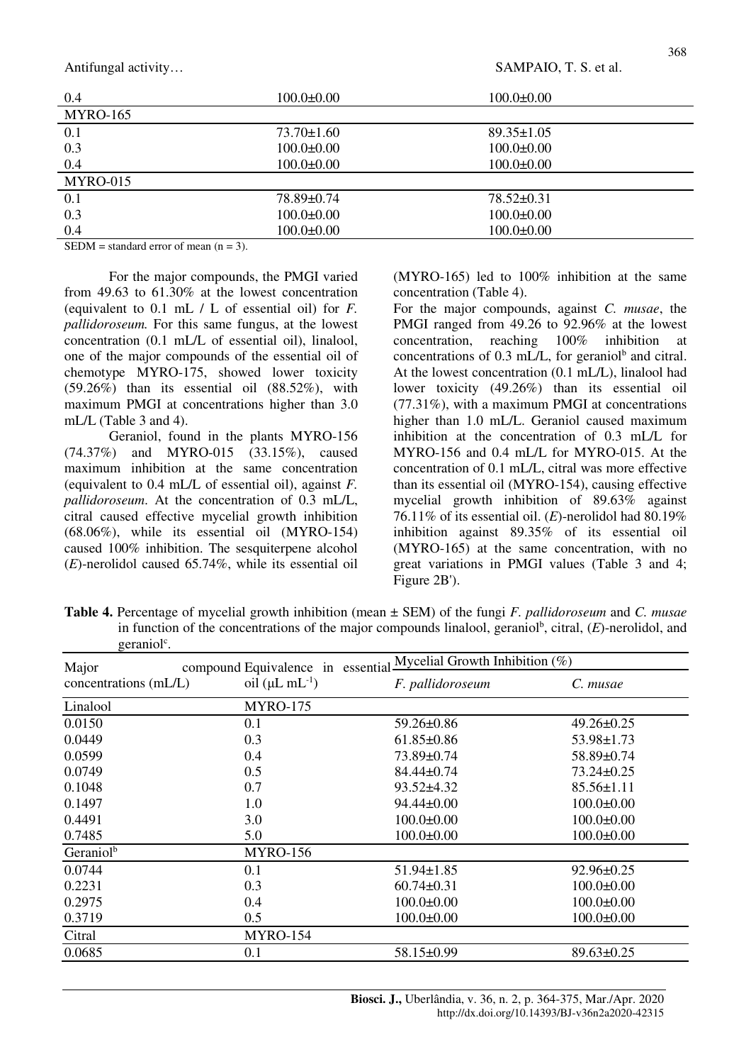| | | |
|---|---|---|
| 0.4 | 100.0±0.00 | 100.0±0.00 |
| MYRO-165 | | |
| 0.1 | 73.70±1.60 | 89.35±1.05 |
| 0.3 | 100.0±0.00 | 100.0±0.00 |
| 0.4 | 100.0±0.00 | 100.0±0.00 |
| MYRO-015 | | |
| 0.1 | 78.89±0.74 | 78.52±0.31 |
| 0.3 | 100.0±0.00 | 100.0±0.00 |
| 0.4 | 100.0±0.00 | 100.0±0.00 |

SEDM = standard error of mean (n = 3).

For the major compounds, the PMGI varied from 49.63 to 61.30% at the lowest concentration (equivalent to 0.1 mL / L of essential oil) for *F. pallidoroseum*. For this same fungus, at the lowest concentration (0.1 mL/L of essential oil), linalool, one of the major compounds of the essential oil of chemotype MYRO-175, showed lower toxicity (59.26%) than its essential oil (88.52%), with maximum PMGI at concentrations higher than 3.0 mL/L (Table 3 and 4).

Geraniol, found in the plants MYRO-156 (74.37%) and MYRO-015 (33.15%), caused maximum inhibition at the same concentration (equivalent to 0.4 mL/L of essential oil), against *F. pallidoroseum*. At the concentration of 0.3 mL/L, citral caused effective mycelial growth inhibition (68.06%), while its essential oil (MYRO-154) caused 100% inhibition. The sesquiterpene alcohol (*E*)-nerolidol caused 65.74%, while its essential oil (MYRO-165) led to 100% inhibition at the same concentration (Table 4).

For the major compounds, against *C. musae*, the PMGI ranged from 49.26 to 92.96% at the lowest concentration, reaching 100% inhibition at concentrations of 0.3 mL/L, for geraniol[b] and citral. At the lowest concentration (0.1 mL/L), linalool had lower toxicity (49.26%) than its essential oil (77.31%), with a maximum PMGI at concentrations higher than 1.0 mL/L. Geraniol caused maximum inhibition at the concentration of 0.3 mL/L for MYRO-156 and 0.4 mL/L for MYRO-015. At the concentration of 0.1 mL/L, citral was more effective than its essential oil (MYRO-154), causing effective mycelial growth inhibition of 89.63% against 76.11% of its essential oil. (*E*)-nerolidol had 80.19% inhibition against 89.35% of its essential oil (MYRO-165) at the same concentration, with no great variations in PMGI values (Table 3 and 4; Figure 2B').

**Table 4.** Percentage of mycelial growth inhibition (mean ± SEM) of the fungi *F. pallidoroseum* and *C. musae* in function of the concentrations of the major compounds linalool, geraniol[b], citral, (*E*)-nerolidol, and geraniol[c].

| Major compound concentrations (mL/L) | Equivalence in essential oil (μL $mL^{-1}$) | Mycelial Growth Inhibition (%) | |
|---|---|---|---|
| | | *F. pallidoroseum* | *C. musae* |
| Linalool | MYRO-175 | | |
| 0.0150 | 0.1 | 59.26±0.86 | 49.26±0.25 |
| 0.0449 | 0.3 | 61.85±0.86 | 53.98±1.73 |
| 0.0599 | 0.4 | 73.89±0.74 | 58.89±0.74 |
| 0.0749 | 0.5 | 84.44±0.74 | 73.24±0.25 |
| 0.1048 | 0.7 | 93.52±4.32 | 85.56±1.11 |
| 0.1497 | 1.0 | 94.44±0.00 | 100.0±0.00 |
| 0.4491 | 3.0 | 100.0±0.00 | 100.0±0.00 |
| 0.7485 | 5.0 | 100.0±0.00 | 100.0±0.00 |
| Geraniol[b] | MYRO-156 | | |
| 0.0744 | 0.1 | 51.94±1.85 | 92.96±0.25 |
| 0.2231 | 0.3 | 60.74±0.31 | 100.0±0.00 |
| 0.2975 | 0.4 | 100.0±0.00 | 100.0±0.00 |
| 0.3719 | 0.5 | 100.0±0.00 | 100.0±0.00 |
| Citral | MYRO-154 | | |
| 0.0685 | 0.1 | 58.15±0.99 | 89.63±0.25 |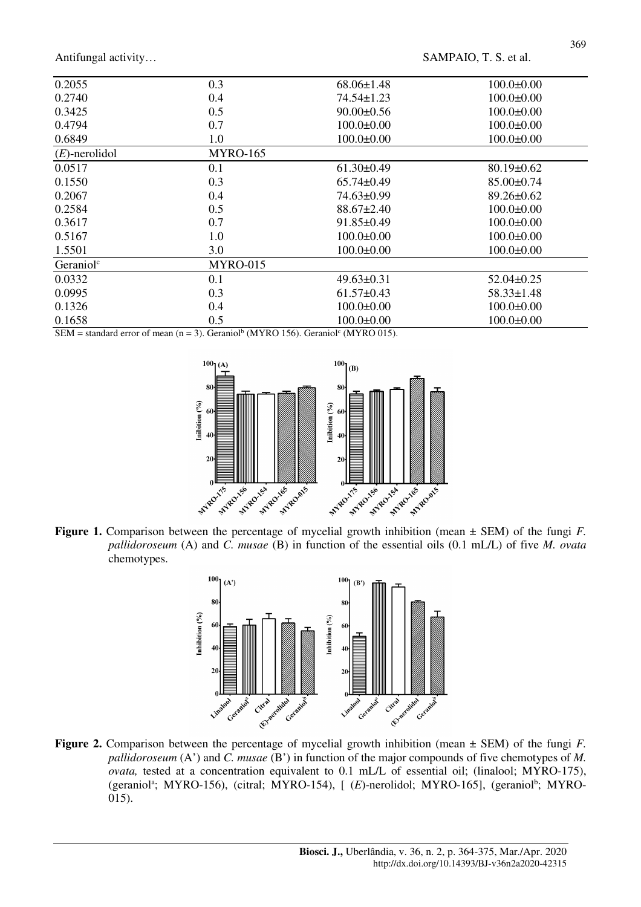| | | | |
|---|---|---|---|
| 0.2055 | 0.3 | 68.06±1.48 | 100.0±0.00 |
| 0.2740 | 0.4 | 74.54±1.23 | 100.0±0.00 |
| 0.3425 | 0.5 | 90.00±0.56 | 100.0±0.00 |
| 0.4794 | 0.7 | 100.0±0.00 | 100.0±0.00 |
| 0.6849 | 1.0 | 100.0±0.00 | 100.0±0.00 |
| (*E*)-nerolidol | MYRO-165 | | |
| 0.0517 | 0.1 | 61.30±0.49 | 80.19±0.62 |
| 0.1550 | 0.3 | 65.74±0.49 | 85.00±0.74 |
| 0.2067 | 0.4 | 74.63±0.99 | 89.26±0.62 |
| 0.2584 | 0.5 | 88.67±2.40 | 100.0±0.00 |
| 0.3617 | 0.7 | 91.85±0.49 | 100.0±0.00 |
| 0.5167 | 1.0 | 100.0±0.00 | 100.0±0.00 |
| 1.5501 | 3.0 | 100.0±0.00 | 100.0±0.00 |
| Geraniol[c] | MYRO-015 | | |
| 0.0332 | 0.1 | 49.63±0.31 | 52.04±0.25 |
| 0.0995 | 0.3 | 61.57±0.43 | 58.33±1.48 |
| 0.1326 | 0.4 | 100.0±0.00 | 100.0±0.00 |
| 0.1658 | 0.5 | 100.0±0.00 | 100.0±0.00 |

SEM = standard error of mean (n = 3). Geraniol[b] (MYRO 156). Geraniol[c] (MYRO 015).

**Figure 1.** Comparison between the percentage of mycelial growth inhibition (mean ± SEM) of the fungi *F. pallidoroseum* (A) and *C. musae* (B) in function of the essential oils (0.1 mL/L) of five *M. ovata* chemotypes.

**Figure 2.** Comparison between the percentage of mycelial growth inhibition (mean ± SEM) of the fungi *F. pallidoroseum* (A') and *C. musae* (B') in function of the major compounds of five chemotypes of *M. ovata,* tested at a concentration equivalent to 0.1 mL/L of essential oil; (linalool; MYRO-175), (geraniol[a]; MYRO-156), (citral; MYRO-154), [ (*E*)-nerolidol; MYRO-165], (geraniol[b]; MYRO-015).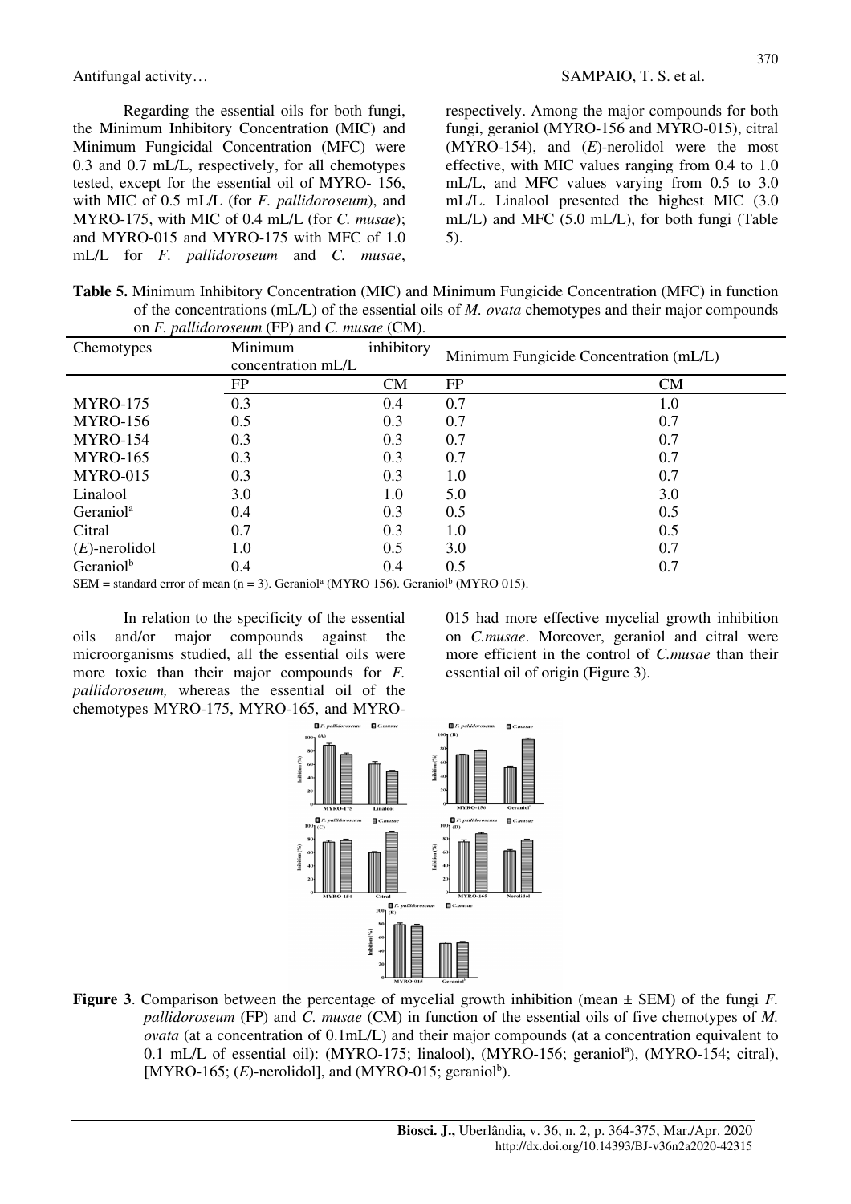Regarding the essential oils for both fungi, the Minimum Inhibitory Concentration (MIC) and Minimum Fungicidal Concentration (MFC) were 0.3 and 0.7 mL/L, respectively, for all chemotypes tested, except for the essential oil of MYRO- 156, with MIC of 0.5 mL/L (for *F. pallidoroseum*), and MYRO-175, with MIC of 0.4 mL/L (for *C. musae*); and MYRO-015 and MYRO-175 with MFC of 1.0 mL/L for *F. pallidoroseum* and *C. musae*, respectively. Among the major compounds for both fungi, geraniol (MYRO-156 and MYRO-015), citral (MYRO-154), and (*E*)-nerolidol were the most effective, with MIC values ranging from 0.4 to 1.0 mL/L, and MFC values varying from 0.5 to 3.0 mL/L. Linalool presented the highest MIC (3.0 mL/L) and MFC (5.0 mL/L), for both fungi (Table 5).

**Table 5.** Minimum Inhibitory Concentration (MIC) and Minimum Fungicide Concentration (MFC) in function of the concentrations (mL/L) of the essential oils of *M. ovata* chemotypes and their major compounds on *F. pallidoroseum* (FP) and *C. musae* (CM).

| Chemotypes | Minimum inhibitory concentration mL/L | | Minimum Fungicide Concentration (mL/L) | |
|---|---|---|---|---|
| | FP | CM | FP | CM |
| MYRO-175 | 0.3 | 0.4 | 0.7 | 1.0 |
| MYRO-156 | 0.5 | 0.3 | 0.7 | 0.7 |
| MYRO-154 | 0.3 | 0.3 | 0.7 | 0.7 |
| MYRO-165 | 0.3 | 0.3 | 0.7 | 0.7 |
| MYRO-015 | 0.3 | 0.3 | 1.0 | 0.7 |
| Linalool | 3.0 | 1.0 | 5.0 | 3.0 |
| Geraniol[a] | 0.4 | 0.3 | 0.5 | 0.5 |
| Citral | 0.7 | 0.3 | 1.0 | 0.5 |
| (*E*)-nerolidol | 1.0 | 0.5 | 3.0 | 0.7 |
| Geraniol[b] | 0.4 | 0.4 | 0.5 | 0.7 |

SEM = standard error of mean (n = 3). Geraniol[a] (MYRO 156). Geraniol[b] (MYRO 015).

In relation to the specificity of the essential oils and/or major compounds against the microorganisms studied, all the essential oils were more toxic than their major compounds for *F. pallidoroseum,* whereas the essential oil of the chemotypes MYRO-175, MYRO-165, and MYRO-015 had more effective mycelial growth inhibition on *C.musae*. Moreover, geraniol and citral were more efficient in the control of *C.musae* than their essential oil of origin (Figure 3).

**Figure 3**. Comparison between the percentage of mycelial growth inhibition (mean ± SEM) of the fungi *F. pallidoroseum* (FP) and *C. musae* (CM) in function of the essential oils of five chemotypes of *M. ovata* (at a concentration of 0.1mL/L) and their major compounds (at a concentration equivalent to 0.1 mL/L of essential oil): (MYRO-175; linalool), (MYRO-156; geraniol[a]), (MYRO-154; citral), [MYRO-165; (*E*)-nerolidol], and (MYRO-015; geraniol[b]).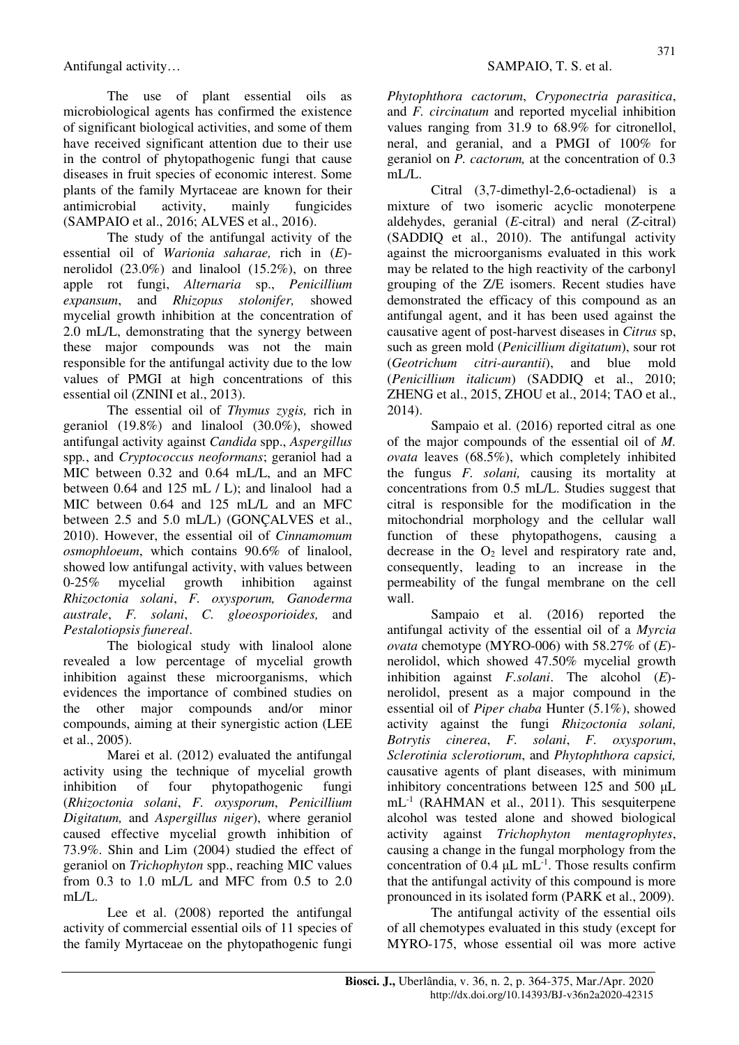The use of plant essential oils as microbiological agents has confirmed the existence of significant biological activities, and some of them have received significant attention due to their use in the control of phytopathogenic fungi that cause diseases in fruit species of economic interest. Some plants of the family Myrtaceae are known for their antimicrobial activity, mainly fungicides (SAMPAIO et al., 2016; ALVES et al., 2016).

The study of the antifungal activity of the essential oil of *Warionia saharae,* rich in (*E*)-nerolidol (23.0%) and linalool (15.2%), on three apple rot fungi, *Alternaria* sp., *Penicillium expansum*, and *Rhizopus stolonifer,* showed mycelial growth inhibition at the concentration of 2.0 mL/L, demonstrating that the synergy between these major compounds was not the main responsible for the antifungal activity due to the low values of PMGI at high concentrations of this essential oil (ZNINI et al., 2013).

The essential oil of *Thymus zygis,* rich in geraniol (19.8%) and linalool (30.0%), showed antifungal activity against *Candida* spp., *Aspergillus* spp*.*, and *Cryptococcus neoformans*; geraniol had a MIC between 0.32 and 0.64 mL/L, and an MFC between 0.64 and 125 mL / L); and linalool had a MIC between 0.64 and 125 mL/L and an MFC between 2.5 and 5.0 mL/L) (GONÇALVES et al., 2010). However, the essential oil of *Cinnamomum osmophloeum*, which contains 90.6% of linalool, showed low antifungal activity, with values between 0-25% mycelial growth inhibition against *Rhizoctonia solani*, *F. oxysporum, Ganoderma australe*, *F. solani*, *C. gloeosporioides,* and *Pestalotiopsis funereal*.

The biological study with linalool alone revealed a low percentage of mycelial growth inhibition against these microorganisms, which evidences the importance of combined studies on the other major compounds and/or minor compounds, aiming at their synergistic action (LEE et al., 2005).

Marei et al. (2012) evaluated the antifungal activity using the technique of mycelial growth inhibition of four phytopathogenic fungi (*Rhizoctonia solani*, *F. oxysporum*, *Penicillium Digitatum,* and *Aspergillus niger*), where geraniol caused effective mycelial growth inhibition of 73.9%. Shin and Lim (2004) studied the effect of geraniol on *Trichophyton* spp., reaching MIC values from 0.3 to 1.0 mL/L and MFC from 0.5 to 2.0 mL/L.

Lee et al. (2008) reported the antifungal activity of commercial essential oils of 11 species of the family Myrtaceae on the phytopathogenic fungi *Phytophthora cactorum*, *Cryponectria parasitica*, and *F. circinatum* and reported mycelial inhibition values ranging from 31.9 to 68.9% for citronellol, neral, and geranial, and a PMGI of 100% for geraniol on *P. cactorum,* at the concentration of 0.3 mL/L.

Citral (3,7-dimethyl-2,6-octadienal) is a mixture of two isomeric acyclic monoterpene aldehydes, geranial (*E*-citral) and neral (*Z*-citral) (SADDIQ et al., 2010). The antifungal activity against the microorganisms evaluated in this work may be related to the high reactivity of the carbonyl grouping of the Z/E isomers. Recent studies have demonstrated the efficacy of this compound as an antifungal agent, and it has been used against the causative agent of post-harvest diseases in *Citrus* sp, such as green mold (*Penicillium digitatum*), sour rot (*Geotrichum citri-aurantii*), and blue mold (*Penicillium italicum*) (SADDIQ et al., 2010; ZHENG et al., 2015, ZHOU et al., 2014; TAO et al., 2014).

Sampaio et al. (2016) reported citral as one of the major compounds of the essential oil of *M. ovata* leaves (68.5%), which completely inhibited the fungus *F. solani,* causing its mortality at concentrations from 0.5 mL/L. Studies suggest that citral is responsible for the modification in the mitochondrial morphology and the cellular wall function of these phytopathogens, causing a decrease in the $O_2$ level and respiratory rate and, consequently, leading to an increase in the permeability of the fungal membrane on the cell wall.

Sampaio et al. (2016) reported the antifungal activity of the essential oil of a *Myrcia ovata* chemotype (MYRO-006) with 58.27% of (*E*)-nerolidol, which showed 47.50% mycelial growth inhibition against *F.solani*. The alcohol (*E*)-nerolidol, present as a major compound in the essential oil of *Piper chaba* Hunter (5.1%), showed activity against the fungi *Rhizoctonia solani, Botrytis cinerea*, *F. solani*, *F. oxysporum*, *Sclerotinia sclerotiorum*, and *Phytophthora capsici,* causative agents of plant diseases, with minimum inhibitory concentrations between 125 and 500 μL $mL^{-1}$ (RAHMAN et al., 2011). This sesquiterpene alcohol was tested alone and showed biological activity against *Trichophyton mentagrophytes*, causing a change in the fungal morphology from the concentration of 0.4 μL $mL^{-1}$. Those results confirm that the antifungal activity of this compound is more pronounced in its isolated form (PARK et al., 2009).

The antifungal activity of the essential oils of all chemotypes evaluated in this study (except for MYRO-175, whose essential oil was more active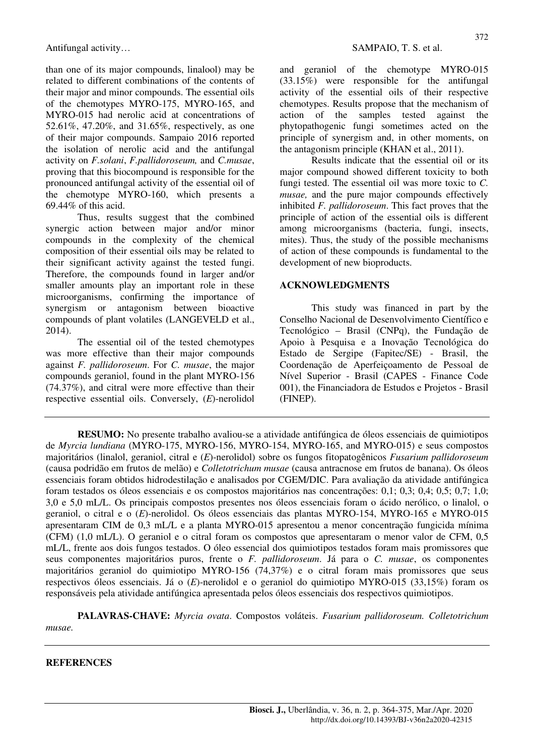than one of its major compounds, linalool) may be related to different combinations of the contents of their major and minor compounds. The essential oils of the chemotypes MYRO-175, MYRO-165, and MYRO-015 had nerolic acid at concentrations of 52.61%, 47.20%, and 31.65%, respectively, as one of their major compounds. Sampaio 2016 reported the isolation of nerolic acid and the antifungal activity on *F.solani*, *F.pallidoroseum,* and *C.musae*, proving that this biocompound is responsible for the pronounced antifungal activity of the essential oil of the chemotype MYRO-160, which presents a 69.44% of this acid.

Thus, results suggest that the combined synergic action between major and/or minor compounds in the complexity of the chemical composition of their essential oils may be related to their significant activity against the tested fungi. Therefore, the compounds found in larger and/or smaller amounts play an important role in these microorganisms, confirming the importance of synergism or antagonism between bioactive compounds of plant volatiles (LANGEVELD et al., 2014).

The essential oil of the tested chemotypes was more effective than their major compounds against *F. pallidoroseum*. For *C. musae*, the major compounds geraniol, found in the plant MYRO-156 (74.37%), and citral were more effective than their respective essential oils. Conversely, (*E*)-nerolidol and geraniol of the chemotype MYRO-015 (33.15%) were responsible for the antifungal activity of the essential oils of their respective chemotypes. Results propose that the mechanism of action of the samples tested against the phytopathogenic fungi sometimes acted on the principle of synergism and, in other moments, on the antagonism principle (KHAN et al., 2011).

Results indicate that the essential oil or its major compound showed different toxicity to both fungi tested. The essential oil was more toxic to *C. musae,* and the pure major compounds effectively inhibited *F. pallidoroseum*. This fact proves that the principle of action of the essential oils is different among microorganisms (bacteria, fungi, insects, mites). Thus, the study of the possible mechanisms of action of these compounds is fundamental to the development of new bioproducts.

## ACKNOWLEDGMENTS

This study was financed in part by the Conselho Nacional de Desenvolvimento Científico e Tecnológico – Brasil (CNPq), the Fundação de Apoio à Pesquisa e a Inovação Tecnológica do Estado de Sergipe (Fapitec/SE) - Brasil, the Coordenação de Aperfeiçoamento de Pessoal de Nível Superior - Brasil (CAPES - Finance Code 001), the Financiadora de Estudos e Projetos - Brasil (FINEP).

---

**RESUMO:** No presente trabalho avaliou-se a atividade antifúngica de óleos essenciais de quimiotipos de *Myrcia lundiana* (MYRO-175, MYRO-156, MYRO-154, MYRO-165, and MYRO-015) e seus compostos majoritários (linalol, geraniol, citral e (*E*)-nerolidol) sobre os fungos fitopatogênicos *Fusarium pallidoroseum* (causa podridão em frutos de melão) e *Colletotrichum musae* (causa antracnose em frutos de banana). Os óleos essenciais foram obtidos hidrodestilação e analisados por CGEM/DIC. Para avaliação da atividade antifúngica foram testados os óleos essenciais e os compostos majoritários nas concentrações: 0,1; 0,3; 0,4; 0,5; 0,7; 1,0; 3,0 e 5,0 mL/L. Os principais compostos presentes nos óleos essenciais foram o ácido nerólico, o linalol, o geraniol, o citral e o (*E*)-nerolidol. Os óleos essenciais das plantas MYRO-154, MYRO-165 e MYRO-015 apresentaram CIM de 0,3 mL/L e a planta MYRO-015 apresentou a menor concentração fungicida mínima (CFM) (1,0 mL/L). O geraniol e o citral foram os compostos que apresentaram o menor valor de CFM, 0,5 mL/L, frente aos dois fungos testados. O óleo essencial dos quimiotipos testados foram mais promissores que seus componentes majoritários puros, frente o *F. pallidoroseum*. Já para o *C. musae*, os componentes majoritários geraniol do quimiotipo MYRO-156 (74,37%) e o citral foram mais promissores que seus respectivos óleos essenciais. Já o (*E*)-nerolidol e o geraniol do quimiotipo MYRO-015 (33,15%) foram os responsáveis pela atividade antifúngica apresentada pelos óleos essenciais dos respectivos quimiotipos.

**PALAVRAS-CHAVE:** *Myrcia ovata*. Compostos voláteis. *Fusarium pallidoroseum. Colletotrichum musae.*

---

## REFERENCES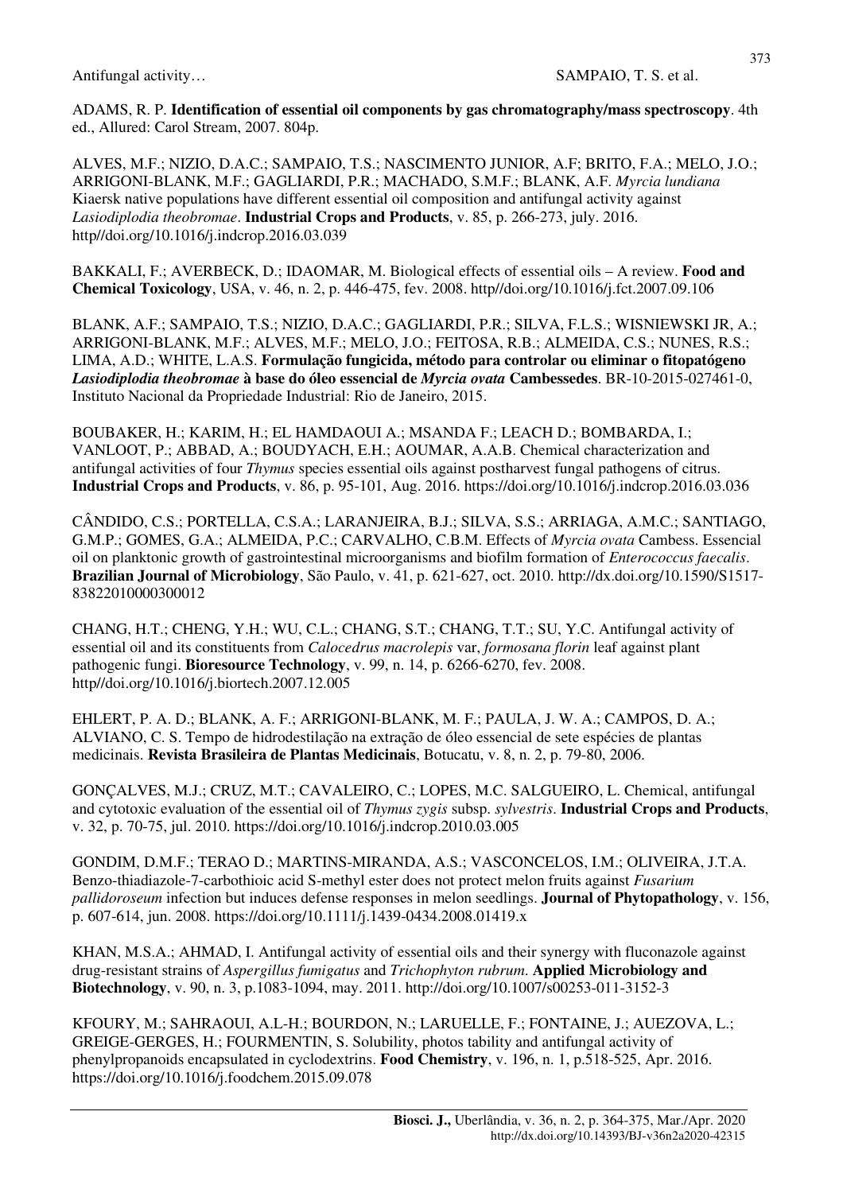ADAMS, R. P. **Identification of essential oil components by gas chromatography/mass spectroscopy**. 4th ed., Allured: Carol Stream, 2007. 804p.

ALVES, M.F.; NIZIO, D.A.C.; SAMPAIO, T.S.; NASCIMENTO JUNIOR, A.F; BRITO, F.A.; MELO, J.O.; ARRIGONI-BLANK, M.F.; GAGLIARDI, P.R.; MACHADO, S.M.F.; BLANK, A.F. *Myrcia lundiana* Kiaersk native populations have different essential oil composition and antifungal activity against *Lasiodiplodia theobromae*. **Industrial Crops and Products**, v. 85, p. 266-273, july. 2016. http//doi.org/10.1016/j.indcrop.2016.03.039

BAKKALI, F.; AVERBECK, D.; IDAOMAR, M. Biological effects of essential oils – A review. **Food and Chemical Toxicology**, USA, v. 46, n. 2, p. 446-475, fev. 2008. http//doi.org/10.1016/j.fct.2007.09.106

BLANK, A.F.; SAMPAIO, T.S.; NIZIO, D.A.C.; GAGLIARDI, P.R.; SILVA, F.L.S.; WISNIEWSKI JR, A.; ARRIGONI-BLANK, M.F.; ALVES, M.F.; MELO, J.O.; FEITOSA, R.B.; ALMEIDA, C.S.; NUNES, R.S.; LIMA, A.D.; WHITE, L.A.S. **Formulação fungicida, método para controlar ou eliminar o fitopatógeno *Lasiodiplodia theobromae* à base do óleo essencial de *Myrcia ovata* Cambessedes**. BR-10-2015-027461-0, Instituto Nacional da Propriedade Industrial: Rio de Janeiro, 2015.

BOUBAKER, H.; KARIM, H.; EL HAMDAOUI A.; MSANDA F.; LEACH D.; BOMBARDA, I.; VANLOOT, P.; ABBAD, A.; BOUDYACH, E.H.; AOUMAR, A.A.B. Chemical characterization and antifungal activities of four *Thymus* species essential oils against postharvest fungal pathogens of citrus. **Industrial Crops and Products**, v. 86, p. 95-101, Aug. 2016. https://doi.org/10.1016/j.indcrop.2016.03.036

CÂNDIDO, C.S.; PORTELLA, C.S.A.; LARANJEIRA, B.J.; SILVA, S.S.; ARRIAGA, A.M.C.; SANTIAGO, G.M.P.; GOMES, G.A.; ALMEIDA, P.C.; CARVALHO, C.B.M. Effects of *Myrcia ovata* Cambess. Essencial oil on planktonic growth of gastrointestinal microorganisms and biofilm formation of *Enterococcus faecalis*. **Brazilian Journal of Microbiology**, São Paulo, v. 41, p. 621-627, oct. 2010. http://dx.doi.org/10.1590/S1517-83822010000300012

CHANG, H.T.; CHENG, Y.H.; WU, C.L.; CHANG, S.T.; CHANG, T.T.; SU, Y.C. Antifungal activity of essential oil and its constituents from *Calocedrus macrolepis* var, *formosana florin* leaf against plant pathogenic fungi. **Bioresource Technology**, v. 99, n. 14, p. 6266-6270, fev. 2008. http//doi.org/10.1016/j.biortech.2007.12.005

EHLERT, P. A. D.; BLANK, A. F.; ARRIGONI-BLANK, M. F.; PAULA, J. W. A.; CAMPOS, D. A.; ALVIANO, C. S. Tempo de hidrodestilação na extração de óleo essencial de sete espécies de plantas medicinais. **Revista Brasileira de Plantas Medicinais**, Botucatu, v. 8, n. 2, p. 79-80, 2006.

GONÇALVES, M.J.; CRUZ, M.T.; CAVALEIRO, C.; LOPES, M.C. SALGUEIRO, L. Chemical, antifungal and cytotoxic evaluation of the essential oil of *Thymus zygis* subsp. *sylvestris*. **Industrial Crops and Products**, v. 32, p. 70-75, jul. 2010. https://doi.org/10.1016/j.indcrop.2010.03.005

GONDIM, D.M.F.; TERAO D.; MARTINS-MIRANDA, A.S.; VASCONCELOS, I.M.; OLIVEIRA, J.T.A. Benzo-thiadiazole-7-carbothioic acid S-methyl ester does not protect melon fruits against *Fusarium pallidoroseum* infection but induces defense responses in melon seedlings. **Journal of Phytopathology**, v. 156, p. 607-614, jun. 2008. https://doi.org/10.1111/j.1439-0434.2008.01419.x

KHAN, M.S.A.; AHMAD, I. Antifungal activity of essential oils and their synergy with fluconazole against drug-resistant strains of *Aspergillus fumigatus* and *Trichophyton rubrum*. **Applied Microbiology and Biotechnology**, v. 90, n. 3, p.1083-1094, may. 2011. http://doi.org/10.1007/s00253-011-3152-3

KFOURY, M.; SAHRAOUI, A.L-H.; BOURDON, N.; LARUELLE, F.; FONTAINE, J.; AUEZOVA, L.; GREIGE-GERGES, H.; FOURMENTIN, S. Solubility, photos tability and antifungal activity of phenylpropanoids encapsulated in cyclodextrins. **Food Chemistry**, v. 196, n. 1, p.518-525, Apr. 2016. https://doi.org/10.1016/j.foodchem.2015.09.078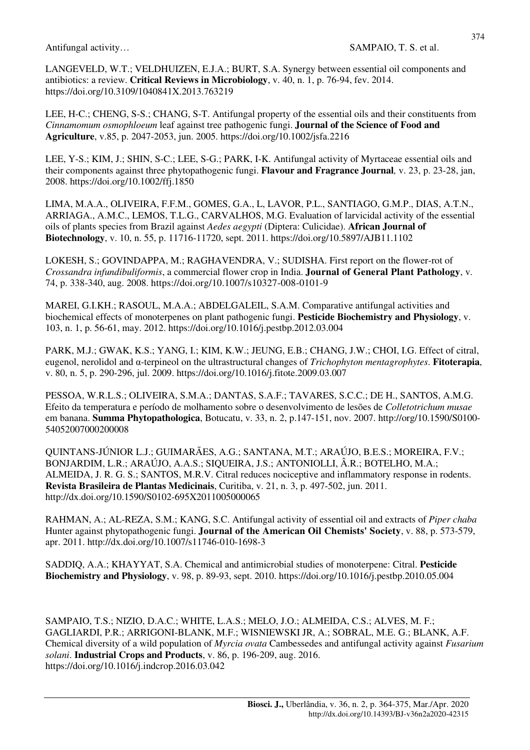LANGEVELD, W.T.; VELDHUIZEN, E.J.A.; BURT, S.A. Synergy between essential oil components and antibiotics: a review. **Critical Reviews in Microbiology**, v. 40, n. 1, p. 76-94, fev. 2014. https://doi.org/10.3109/1040841X.2013.763219

LEE, H-C.; CHENG, S-S.; CHANG, S-T. Antifungal property of the essential oils and their constituents from *Cinnamomum osmophloeum* leaf against tree pathogenic fungi. **Journal of the Science of Food and Agriculture**, v.85, p. 2047-2053, jun. 2005. https://doi.org/10.1002/jsfa.2216

LEE, Y-S.; KIM, J.; SHIN, S-C.; LEE, S-G.; PARK, I-K. Antifungal activity of Myrtaceae essential oils and their components against three phytopathogenic fungi. **Flavour and Fragrance Journal***,* v. 23, p. 23-28, jan, 2008. https://doi.org/10.1002/ffj.1850

LIMA, M.A.A., OLIVEIRA, F.F.M., GOMES, G.A., L, LAVOR, P.L., SANTIAGO, G.M.P., DIAS, A.T.N., ARRIAGA., A.M.C., LEMOS, T.L.G., CARVALHOS, M.G. Evaluation of larvicidal activity of the essential oils of plants species from Brazil against *Aedes aegypti* (Diptera: Culicidae). **African Journal of Biotechnology**, v. 10, n. 55, p. 11716-11720, sept. 2011. https://doi.org/10.5897/AJB11.1102

LOKESH, S.; GOVINDAPPA, M.; RAGHAVENDRA, V.; SUDISHA. First report on the flower-rot of *Crossandra infundibuliformis*, a commercial flower crop in India. **Journal of General Plant Pathology**, v. 74, p. 338-340, aug. 2008. https://doi.org/10.1007/s10327-008-0101-9

MAREI, G.I.KH.; RASOUL, M.A.A.; ABDELGALEIL, S.A.M. Comparative antifungal activities and biochemical effects of monoterpenes on plant pathogenic fungi. **Pesticide Biochemistry and Physiology**, v. 103, n. 1, p. 56-61, may. 2012. https://doi.org/10.1016/j.pestbp.2012.03.004

PARK, M.J.; GWAK, K.S.; YANG, I.; KIM, K.W.; JEUNG, E.B.; CHANG, J.W.; CHOI, I.G. Effect of citral, eugenol, nerolidol and α-terpineol on the ultrastructural changes of *Trichophyton mentagrophytes*. **Fitoterapia**, v. 80, n. 5, p. 290-296, jul. 2009. https://doi.org/10.1016/j.fitote.2009.03.007

PESSOA, W.R.L.S.; OLIVEIRA, S.M.A.; DANTAS, S.A.F.; TAVARES, S.C.C.; DE H., SANTOS, A.M.G. Efeito da temperatura e período de molhamento sobre o desenvolvimento de lesões de *Colletotrichum musae* em banana. **Summa Phytopathologica**, Botucatu, v. 33, n. 2, p.147-151, nov. 2007. http://org/10.1590/S0100-54052007000200008

QUINTANS-JÚNIOR L.J.; GUIMARÃES, A.G.; SANTANA, M.T.; ARAÚJO, B.E.S.; MOREIRA, F.V.; BONJARDIM, L.R.; ARAÚJO, A.A.S.; SIQUEIRA, J.S.; ANTONIOLLI, Â.R.; BOTELHO, M.A.; ALMEIDA, J. R. G. S.; SANTOS, M.R.V. Citral reduces nociceptive and inflammatory response in rodents. **Revista Brasileira de Plantas Medicinais**, Curitiba, v. 21, n. 3, p. 497-502, jun. 2011. http://dx.doi.org/10.1590/S0102-695X2011005000065

RAHMAN, A.; AL-REZA, S.M.; KANG, S.C. Antifungal activity of essential oil and extracts of *Piper chaba* Hunter against phytopathogenic fungi. **Journal of the American Oil Chemists' Society**, v. 88, p. 573-579, apr. 2011. http://dx.doi.org/10.1007/s11746-010-1698-3

SADDIQ, A.A.; KHAYYAT, S.A. Chemical and antimicrobial studies of monoterpene: Citral. **Pesticide Biochemistry and Physiology**, v. 98, p. 89-93, sept. 2010. https://doi.org/10.1016/j.pestbp.2010.05.004

SAMPAIO, T.S.; NIZIO, D.A.C.; WHITE, L.A.S.; MELO, J.O.; ALMEIDA, C.S.; ALVES, M. F.; GAGLIARDI, P.R.; ARRIGONI-BLANK, M.F.; WISNIEWSKI JR, A.; SOBRAL, M.E. G.; BLANK, A.F. Chemical diversity of a wild population of *Myrcia ovata* Cambessedes and antifungal activity against *Fusarium solani*. **Industrial Crops and Products**, v. 86, p. 196-209, aug. 2016. https://doi.org/10.1016/j.indcrop.2016.03.042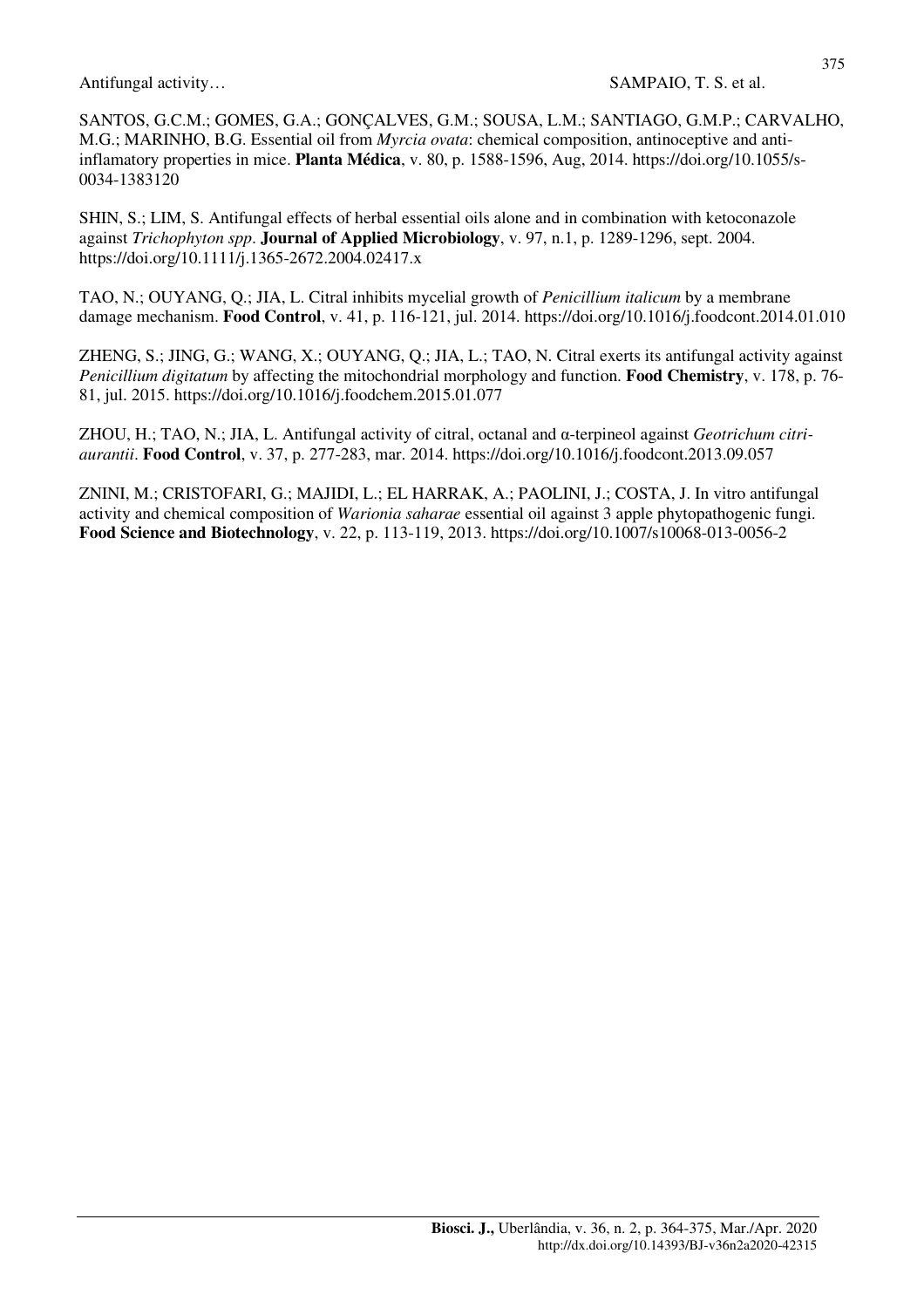SANTOS, G.C.M.; GOMES, G.A.; GONÇALVES, G.M.; SOUSA, L.M.; SANTIAGO, G.M.P.; CARVALHO, M.G.; MARINHO, B.G. Essential oil from *Myrcia ovata*: chemical composition, antinoceptive and anti-inflamatory properties in mice. **Planta Médica**, v. 80, p. 1588-1596, Aug, 2014. https://doi.org/10.1055/s-0034-1383120

SHIN, S.; LIM, S. Antifungal effects of herbal essential oils alone and in combination with ketoconazole against *Trichophyton spp*. **Journal of Applied Microbiology**, v. 97, n.1, p. 1289-1296, sept. 2004. https://doi.org/10.1111/j.1365-2672.2004.02417.x

TAO, N.; OUYANG, Q.; JIA, L. Citral inhibits mycelial growth of *Penicillium italicum* by a membrane damage mechanism. **Food Control**, v. 41, p. 116-121, jul. 2014. https://doi.org/10.1016/j.foodcont.2014.01.010

ZHENG, S.; JING, G.; WANG, X.; OUYANG, Q.; JIA, L.; TAO, N. Citral exerts its antifungal activity against *Penicillium digitatum* by affecting the mitochondrial morphology and function. **Food Chemistry**, v. 178, p. 76-81, jul. 2015. https://doi.org/10.1016/j.foodchem.2015.01.077

ZHOU, H.; TAO, N.; JIA, L. Antifungal activity of citral, octanal and α-terpineol against *Geotrichum citri-aurantii*. **Food Control**, v. 37, p. 277-283, mar. 2014. https://doi.org/10.1016/j.foodcont.2013.09.057

ZNINI, M.; CRISTOFARI, G.; MAJIDI, L.; EL HARRAK, A.; PAOLINI, J.; COSTA, J. In vitro antifungal activity and chemical composition of *Warionia saharae* essential oil against 3 apple phytopathogenic fungi. **Food Science and Biotechnology**, v. 22, p. 113-119, 2013. https://doi.org/10.1007/s10068-013-0056-2